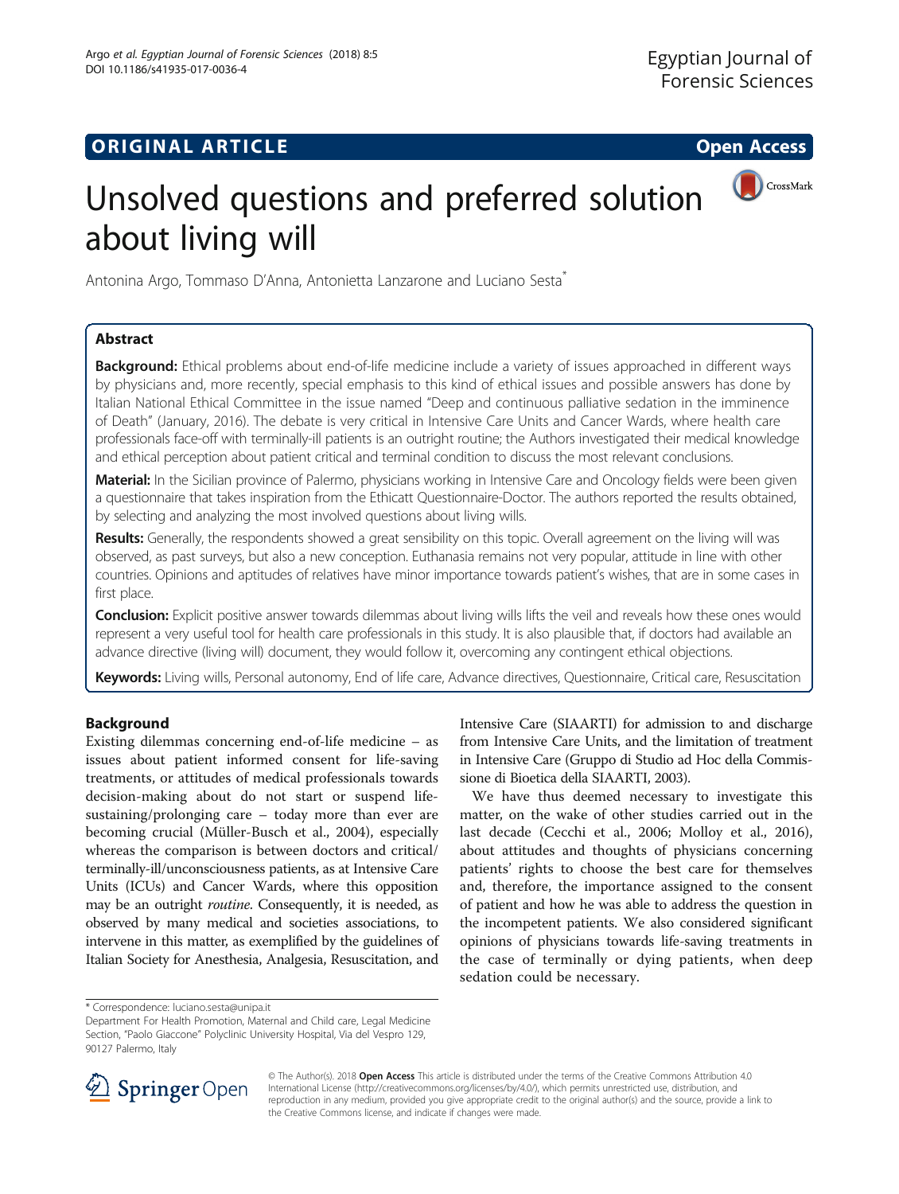ORIGINAL ARTICLE **Open Access**

# Unsolved questions and preferred solution about living will

Antonina Argo, Tommaso D'Anna, Antonietta Lanzarone and Luciano Sesta*

## Abstract

**Background:** Ethical problems about end-of-life medicine include a variety of issues approached in different ways by physicians and, more recently, special emphasis to this kind of ethical issues and possible answers has done by Italian National Ethical Committee in the issue named "Deep and continuous palliative sedation in the imminence of Death" (January, 2016). The debate is very critical in Intensive Care Units and Cancer Wards, where health care professionals face-off with terminally-ill patients is an outright routine; the Authors investigated their medical knowledge and ethical perception about patient critical and terminal condition to discuss the most relevant conclusions.

**Material:** In the Sicilian province of Palermo, physicians working in Intensive Care and Oncology fields were been given a questionnaire that takes inspiration from the Ethicatt Questionnaire-Doctor. The authors reported the results obtained, by selecting and analyzing the most involved questions about living wills.

**Results:** Generally, the respondents showed a great sensibility on this topic. Overall agreement on the living will was observed, as past surveys, but also a new conception. Euthanasia remains not very popular, attitude in line with other countries. Opinions and aptitudes of relatives have minor importance towards patient's wishes, that are in some cases in first place.

**Conclusion:** Explicit positive answer towards dilemmas about living wills lifts the veil and reveals how these ones would represent a very useful tool for health care professionals in this study. It is also plausible that, if doctors had available an advance directive (living will) document, they would follow it, overcoming any contingent ethical objections.

**Keywords:** Living wills, Personal autonomy, End of life care, Advance directives, Questionnaire, Critical care, Resuscitation

## Background

Existing dilemmas concerning end-of-life medicine – as issues about patient informed consent for life-saving treatments, or attitudes of medical professionals towards decision-making about do not start or suspend life-sustaining/prolonging care – today more than ever are becoming crucial (Müller-Busch et al., 2004), especially whereas the comparison is between doctors and critical/terminally-ill/unconsciousness patients, as at Intensive Care Units (ICUs) and Cancer Wards, where this opposition may be an outright *routine*. Consequently, it is needed, as observed by many medical and societies associations, to intervene in this matter, as exemplified by the guidelines of Italian Society for Anesthesia, Analgesia, Resuscitation, and Intensive Care (SIAARTI) for admission to and discharge from Intensive Care Units, and the limitation of treatment in Intensive Care (Gruppo di Studio ad Hoc della Commissione di Bioetica della SIAARTI, 2003).

We have thus deemed necessary to investigate this matter, on the wake of other studies carried out in the last decade (Cecchi et al., 2006; Molloy et al., 2016), about attitudes and thoughts of physicians concerning patients' rights to choose the best care for themselves and, therefore, the importance assigned to the consent of patient and how he was able to address the question in the incompetent patients. We also considered significant opinions of physicians towards life-saving treatments in the case of terminally or dying patients, when deep sedation could be necessary.

\* Correspondence: luciano.sesta@unipa.it
Department For Health Promotion, Maternal and Child care, Legal Medicine Section, "Paolo Giaccone" Polyclinic University Hospital, Via del Vespro 129, 90127 Palermo, Italy

© The Author(s). 2018 **Open Access** This article is distributed under the terms of the Creative Commons Attribution 4.0 International License (http://creativecommons.org/licenses/by/4.0/), which permits unrestricted use, distribution, and reproduction in any medium, provided you give appropriate credit to the original author(s) and the source, provide a link to the Creative Commons license, and indicate if changes were made.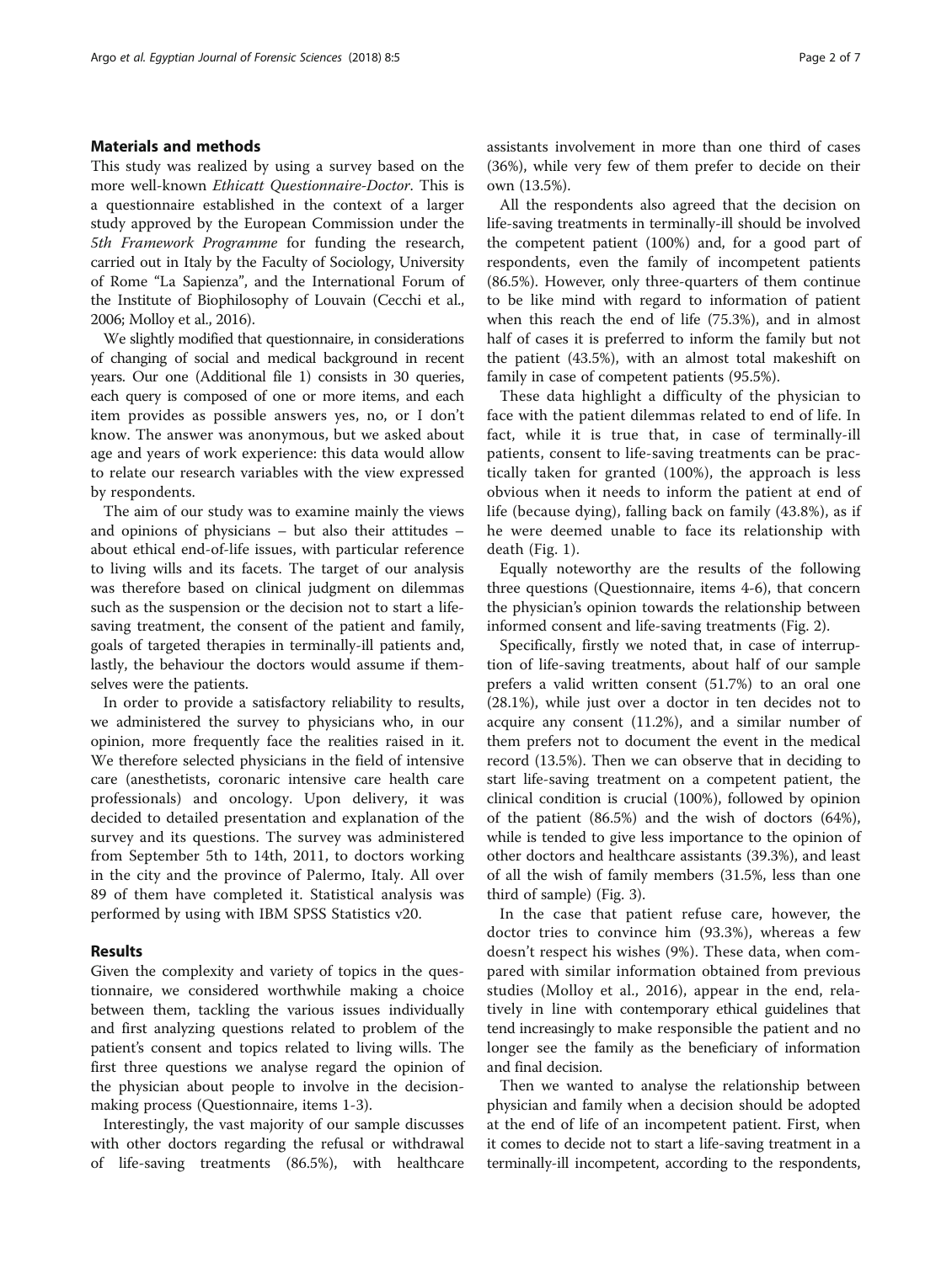## Materials and methods

This study was realized by using a survey based on the more well-known *Ethicatt Questionnaire-Doctor*. This is a questionnaire established in the context of a larger study approved by the European Commission under the *5th Framework Programme* for funding the research, carried out in Italy by the Faculty of Sociology, University of Rome "La Sapienza", and the International Forum of the Institute of Biophilosophy of Louvain (Cecchi et al., 2006; Molloy et al., 2016).

We slightly modified that questionnaire, in considerations of changing of social and medical background in recent years. Our one (Additional file 1) consists in 30 queries, each query is composed of one or more items, and each item provides as possible answers yes, no, or I don't know. The answer was anonymous, but we asked about age and years of work experience: this data would allow to relate our research variables with the view expressed by respondents.

The aim of our study was to examine mainly the views and opinions of physicians – but also their attitudes – about ethical end-of-life issues, with particular reference to living wills and its facets. The target of our analysis was therefore based on clinical judgment on dilemmas such as the suspension or the decision not to start a life-saving treatment, the consent of the patient and family, goals of targeted therapies in terminally-ill patients and, lastly, the behaviour the doctors would assume if themselves were the patients.

In order to provide a satisfactory reliability to results, we administered the survey to physicians who, in our opinion, more frequently face the realities raised in it. We therefore selected physicians in the field of intensive care (anesthetists, coronaric intensive care health care professionals) and oncology. Upon delivery, it was decided to detailed presentation and explanation of the survey and its questions. The survey was administered from September 5th to 14th, 2011, to doctors working in the city and the province of Palermo, Italy. All over 89 of them have completed it. Statistical analysis was performed by using with IBM SPSS Statistics v20.

## Results

Given the complexity and variety of topics in the questionnaire, we considered worthwhile making a choice between them, tackling the various issues individually and first analyzing questions related to problem of the patient's consent and topics related to living wills. The first three questions we analyse regard the opinion of the physician about people to involve in the decision-making process (Questionnaire, items 1-3).

Interestingly, the vast majority of our sample discusses with other doctors regarding the refusal or withdrawal of life-saving treatments (86.5%), with healthcare assistants involvement in more than one third of cases (36%), while very few of them prefer to decide on their own (13.5%).

All the respondents also agreed that the decision on life-saving treatments in terminally-ill should be involved the competent patient (100%) and, for a good part of respondents, even the family of incompetent patients (86.5%). However, only three-quarters of them continue to be like mind with regard to information of patient when this reach the end of life (75.3%), and in almost half of cases it is preferred to inform the family but not the patient (43.5%), with an almost total makeshift on family in case of competent patients (95.5%).

These data highlight a difficulty of the physician to face with the patient dilemmas related to end of life. In fact, while it is true that, in case of terminally-ill patients, consent to life-saving treatments can be practically taken for granted (100%), the approach is less obvious when it needs to inform the patient at end of life (because dying), falling back on family (43.8%), as if he were deemed unable to face its relationship with death (Fig. 1).

Equally noteworthy are the results of the following three questions (Questionnaire, items 4-6), that concern the physician's opinion towards the relationship between informed consent and life-saving treatments (Fig. 2).

Specifically, firstly we noted that, in case of interruption of life-saving treatments, about half of our sample prefers a valid written consent (51.7%) to an oral one (28.1%), while just over a doctor in ten decides not to acquire any consent (11.2%), and a similar number of them prefers not to document the event in the medical record (13.5%). Then we can observe that in deciding to start life-saving treatment on a competent patient, the clinical condition is crucial (100%), followed by opinion of the patient (86.5%) and the wish of doctors (64%), while is tended to give less importance to the opinion of other doctors and healthcare assistants (39.3%), and least of all the wish of family members (31.5%, less than one third of sample) (Fig. 3).

In the case that patient refuse care, however, the doctor tries to convince him (93.3%), whereas a few doesn't respect his wishes (9%). These data, when compared with similar information obtained from previous studies (Molloy et al., 2016), appear in the end, relatively in line with contemporary ethical guidelines that tend increasingly to make responsible the patient and no longer see the family as the beneficiary of information and final decision.

Then we wanted to analyse the relationship between physician and family when a decision should be adopted at the end of life of an incompetent patient. First, when it comes to decide not to start a life-saving treatment in a terminally-ill incompetent, according to the respondents,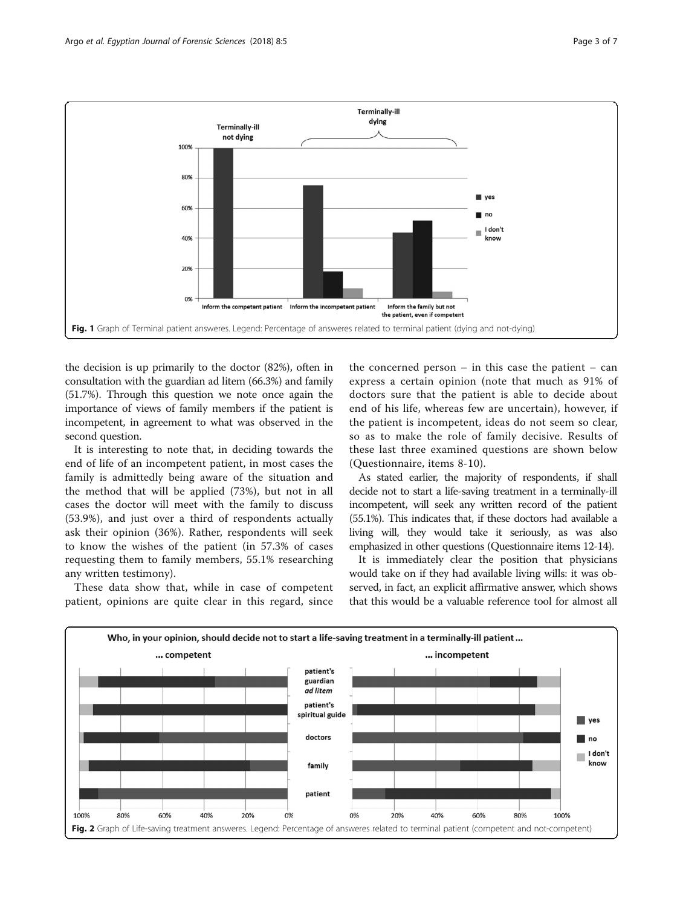Fig. 1 Graph of Terminal patient answeres. Legend: Percentage of answeres related to terminal patient (dying and not-dying)

the decision is up primarily to the doctor (82%), often in consultation with the guardian ad litem (66.3%) and family (51.7%). Through this question we note once again the importance of views of family members if the patient is incompetent, in agreement to what was observed in the second question.

It is interesting to note that, in deciding towards the end of life of an incompetent patient, in most cases the family is admittedly being aware of the situation and the method that will be applied (73%), but not in all cases the doctor will meet with the family to discuss (53.9%), and just over a third of respondents actually ask their opinion (36%). Rather, respondents will seek to know the wishes of the patient (in 57.3% of cases requesting them to family members, 55.1% researching any written testimony).

These data show that, while in case of competent patient, opinions are quite clear in this regard, since the concerned person – in this case the patient – can express a certain opinion (note that much as 91% of doctors sure that the patient is able to decide about end of his life, whereas few are uncertain), however, if the patient is incompetent, ideas do not seem so clear, so as to make the role of family decisive. Results of these last three examined questions are shown below (Questionnaire, items 8-10).

As stated earlier, the majority of respondents, if shall decide not to start a life-saving treatment in a terminally-ill incompetent, will seek any written record of the patient (55.1%). This indicates that, if these doctors had available a living will, they would take it seriously, as was also emphasized in other questions (Questionnaire items 12-14).

It is immediately clear the position that physicians would take on if they had available living wills: it was observed, in fact, an explicit affirmative answer, which shows that this would be a valuable reference tool for almost all

Fig. 2 Graph of Life-saving treatment answeres. Legend: Percentage of answeres related to terminal patient (competent and not-competent)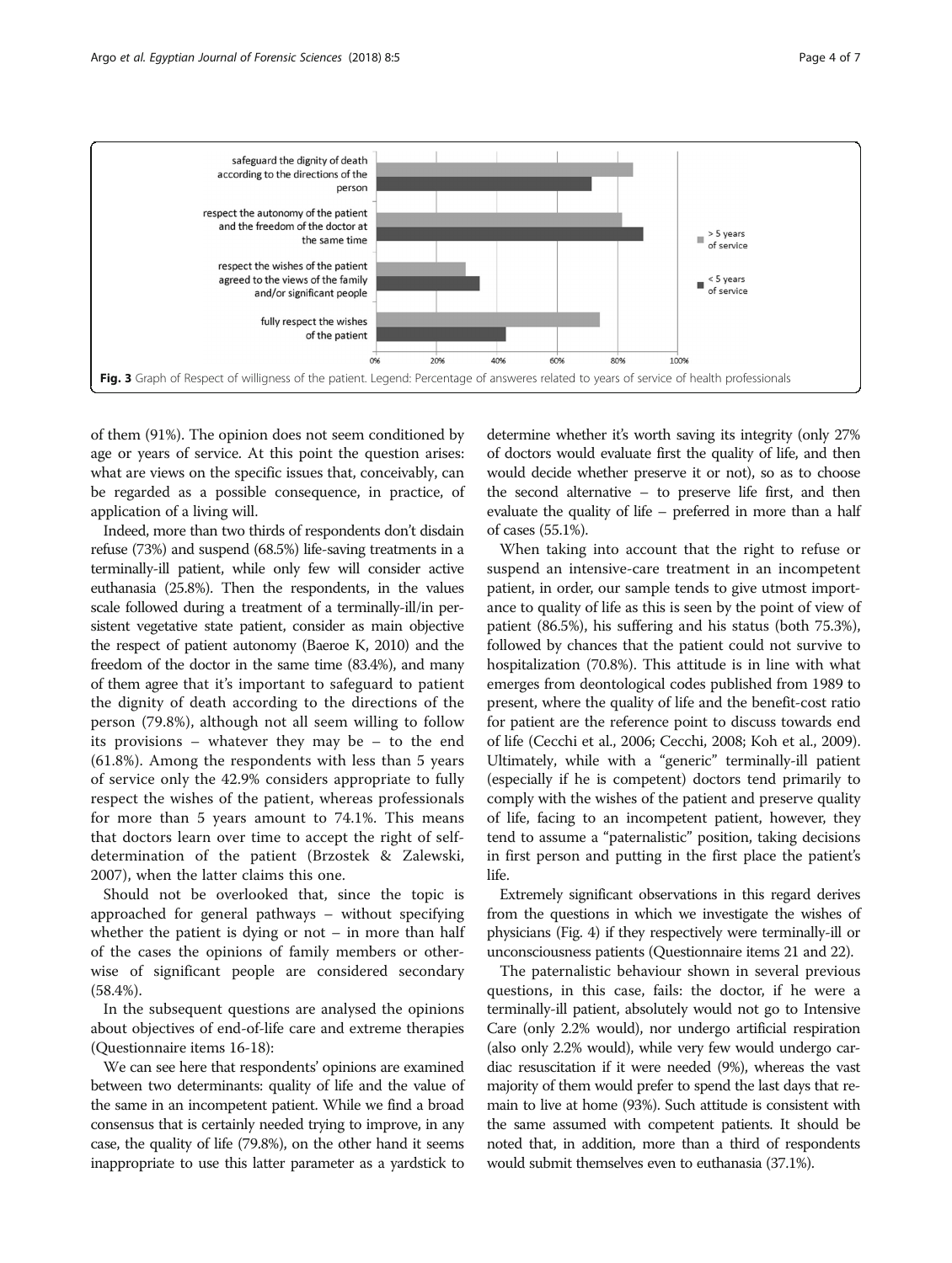Fig. 3 Graph of Respect of willingness of the patient. Legend: Percentage of answeres related to years of service of health professionals

of them (91%). The opinion does not seem conditioned by age or years of service. At this point the question arises: what are views on the specific issues that, conceivably, can be regarded as a possible consequence, in practice, of application of a living will.

Indeed, more than two thirds of respondents don't disdain refuse (73%) and suspend (68.5%) life-saving treatments in a terminally-ill patient, while only few will consider active euthanasia (25.8%). Then the respondents, in the values scale followed during a treatment of a terminally-ill/in persistent vegetative state patient, consider as main objective the respect of patient autonomy (Baeroe K, 2010) and the freedom of the doctor in the same time (83.4%), and many of them agree that it's important to safeguard to patient the dignity of death according to the directions of the person (79.8%), although not all seem willing to follow its provisions – whatever they may be – to the end (61.8%). Among the respondents with less than 5 years of service only the 42.9% considers appropriate to fully respect the wishes of the patient, whereas professionals for more than 5 years amount to 74.1%. This means that doctors learn over time to accept the right of self-determination of the patient (Brzostek & Zalewski, 2007), when the latter claims this one.

Should not be overlooked that, since the topic is approached for general pathways – without specifying whether the patient is dying or not – in more than half of the cases the opinions of family members or otherwise of significant people are considered secondary (58.4%).

In the subsequent questions are analysed the opinions about objectives of end-of-life care and extreme therapies (Questionnaire items 16-18):

We can see here that respondents' opinions are examined between two determinants: quality of life and the value of the same in an incompetent patient. While we find a broad consensus that is certainly needed trying to improve, in any case, the quality of life (79.8%), on the other hand it seems inappropriate to use this latter parameter as a yardstick to determine whether it's worth saving its integrity (only 27% of doctors would evaluate first the quality of life, and then would decide whether preserve it or not), so as to choose the second alternative – to preserve life first, and then evaluate the quality of life – preferred in more than a half of cases (55.1%).

When taking into account that the right to refuse or suspend an intensive-care treatment in an incompetent patient, in order, our sample tends to give utmost importance to quality of life as this is seen by the point of view of patient (86.5%), his suffering and his status (both 75.3%), followed by chances that the patient could not survive to hospitalization (70.8%). This attitude is in line with what emerges from deontological codes published from 1989 to present, where the quality of life and the benefit-cost ratio for patient are the reference point to discuss towards end of life (Cecchi et al., 2006; Cecchi, 2008; Koh et al., 2009). Ultimately, while with a "generic" terminally-ill patient (especially if he is competent) doctors tend primarily to comply with the wishes of the patient and preserve quality of life, facing to an incompetent patient, however, they tend to assume a "paternalistic" position, taking decisions in first person and putting in the first place the patient's life.

Extremely significant observations in this regard derives from the questions in which we investigate the wishes of physicians (Fig. 4) if they respectively were terminally-ill or unconsciousness patients (Questionnaire items 21 and 22).

The paternalistic behaviour shown in several previous questions, in this case, fails: the doctor, if he were a terminally-ill patient, absolutely would not go to Intensive Care (only 2.2% would), nor undergo artificial respiration (also only 2.2% would), while very few would undergo cardiac resuscitation if it were needed (9%), whereas the vast majority of them would prefer to spend the last days that remain to live at home (93%). Such attitude is consistent with the same assumed with competent patients. It should be noted that, in addition, more than a third of respondents would submit themselves even to euthanasia (37.1%).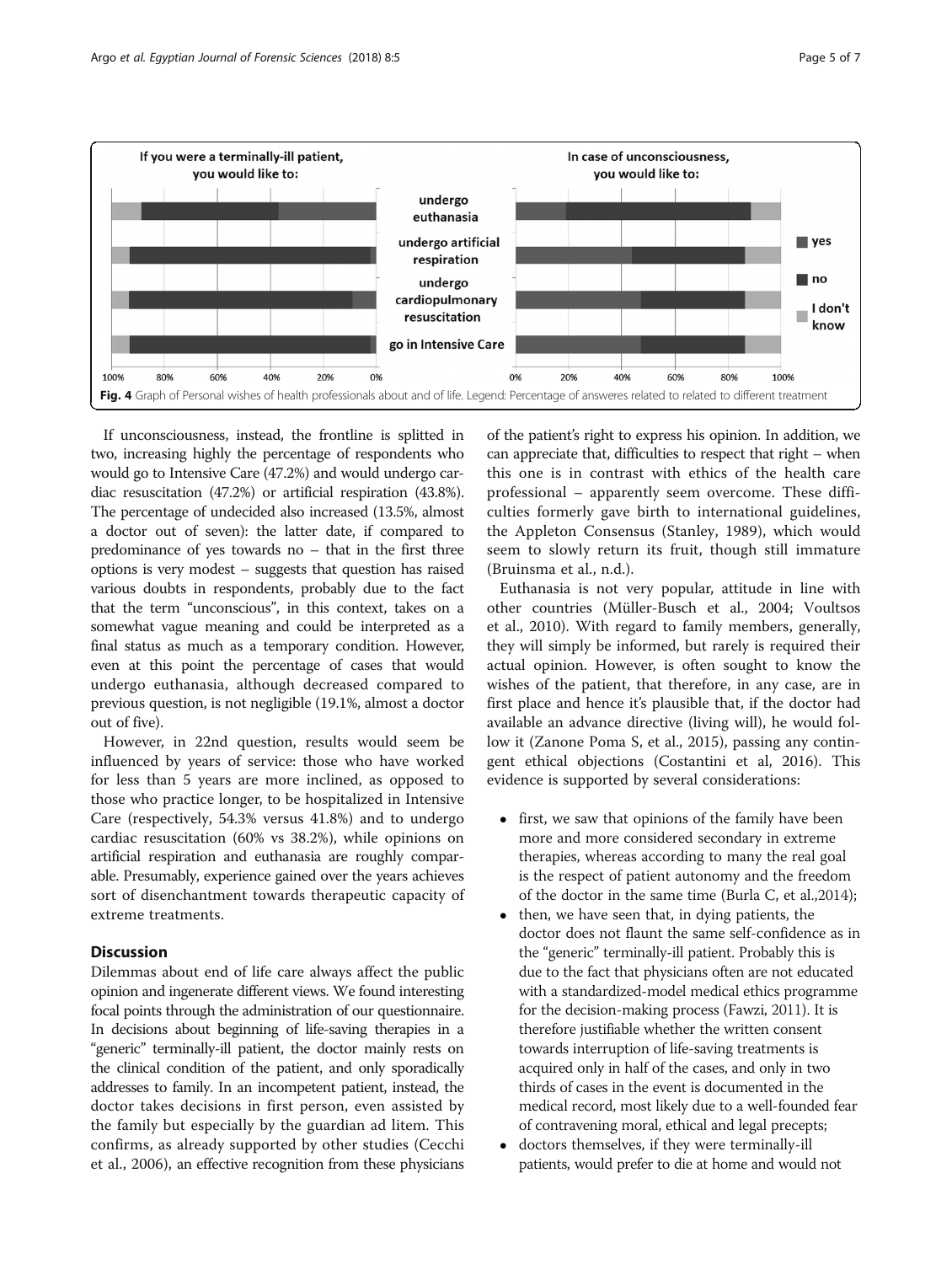Fig. 4 Graph of Personal wishes of health professionals about and of life. Legend: Percentage of answeres related to related to different treatment

If unconsciousness, instead, the frontline is splitted in two, increasing highly the percentage of respondents who would go to Intensive Care (47.2%) and would undergo cardiac resuscitation (47.2%) or artificial respiration (43.8%). The percentage of undecided also increased (13.5%, almost a doctor out of seven): the latter date, if compared to predominance of yes towards no – that in the first three options is very modest – suggests that question has raised various doubts in respondents, probably due to the fact that the term "unconscious", in this context, takes on a somewhat vague meaning and could be interpreted as a final status as much as a temporary condition. However, even at this point the percentage of cases that would undergo euthanasia, although decreased compared to previous question, is not negligible (19.1%, almost a doctor out of five).

However, in 22nd question, results would seem be influenced by years of service: those who have worked for less than 5 years are more inclined, as opposed to those who practice longer, to be hospitalized in Intensive Care (respectively, 54.3% versus 41.8%) and to undergo cardiac resuscitation (60% vs 38.2%), while opinions on artificial respiration and euthanasia are roughly comparable. Presumably, experience gained over the years achieves sort of disenchantment towards therapeutic capacity of extreme treatments.

## Discussion

Dilemmas about end of life care always affect the public opinion and ingenerate different views. We found interesting focal points through the administration of our questionnaire. In decisions about beginning of life-saving therapies in a "generic" terminally-ill patient, the doctor mainly rests on the clinical condition of the patient, and only sporadically addresses to family. In an incompetent patient, instead, the doctor takes decisions in first person, even assisted by the family but especially by the guardian ad litem. This confirms, as already supported by other studies (Cecchi et al., 2006), an effective recognition from these physicians of the patient's right to express his opinion. In addition, we can appreciate that, difficulties to respect that right – when this one is in contrast with ethics of the health care professional – apparently seem overcome. These difficulties formerly gave birth to international guidelines, the Appleton Consensus (Stanley, 1989), which would seem to slowly return its fruit, though still immature (Bruinsma et al., n.d.).

Euthanasia is not very popular, attitude in line with other countries (Müller-Busch et al., 2004; Voultsos et al., 2010). With regard to family members, generally, they will simply be informed, but rarely is required their actual opinion. However, is often sought to know the wishes of the patient, that therefore, in any case, are in first place and hence it's plausible that, if the doctor had available an advance directive (living will), he would follow it (Zanone Poma S, et al., 2015), passing any contingent ethical objections (Costantini et al, 2016). This evidence is supported by several considerations:

- first, we saw that opinions of the family have been more and more considered secondary in extreme therapies, whereas according to many the real goal is the respect of patient autonomy and the freedom of the doctor in the same time (Burla C, et al.,2014);
- then, we have seen that, in dying patients, the doctor does not flaunt the same self-confidence as in the "generic" terminally-ill patient. Probably this is due to the fact that physicians often are not educated with a standardized-model medical ethics programme for the decision-making process (Fawzi, 2011). It is therefore justifiable whether the written consent towards interruption of life-saving treatments is acquired only in half of the cases, and only in two thirds of cases in the event is documented in the medical record, most likely due to a well-founded fear of contravening moral, ethical and legal precepts;
- doctors themselves, if they were terminally-ill patients, would prefer to die at home and would not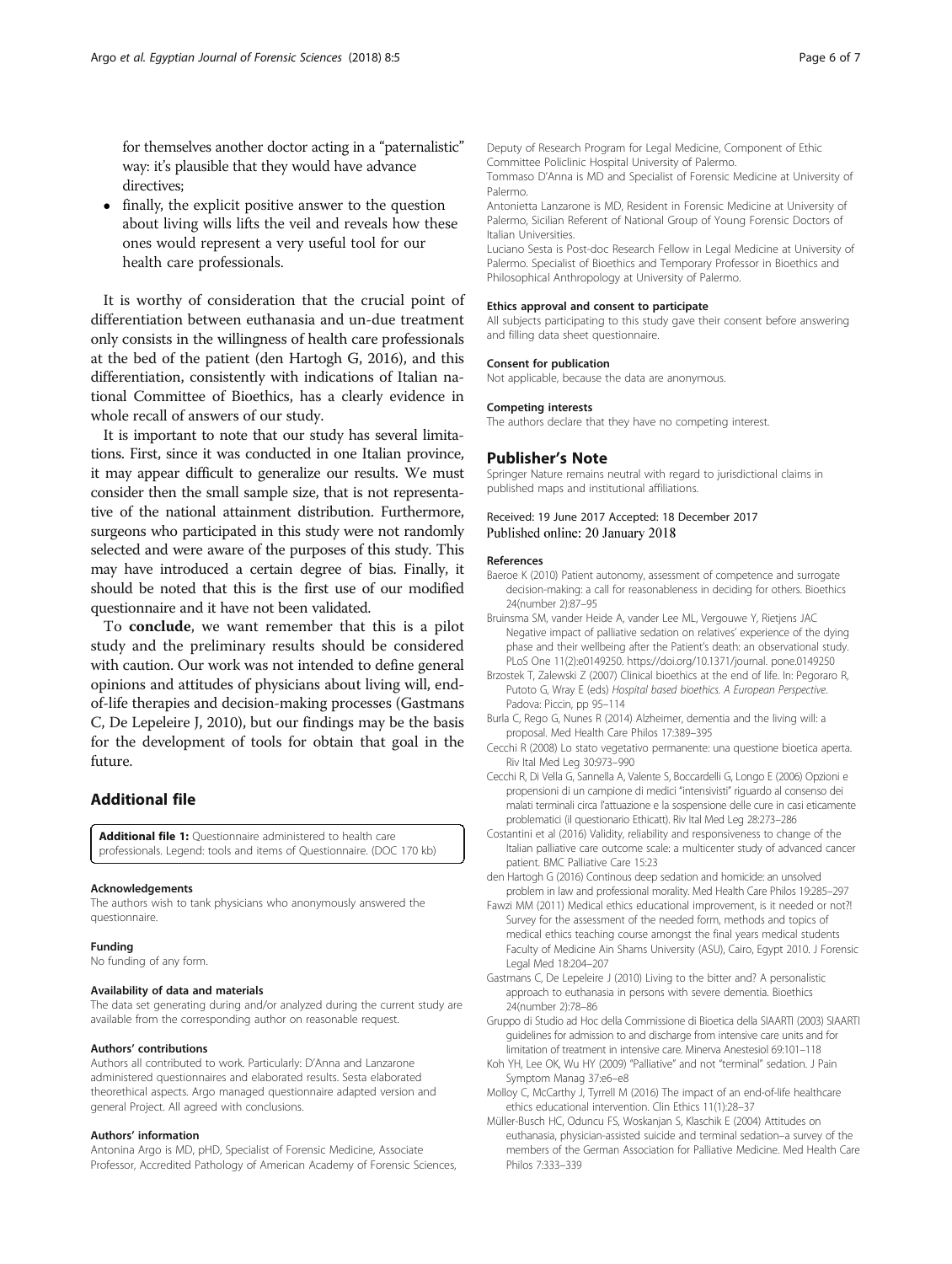for themselves another doctor acting in a "paternalistic" way: it's plausible that they would have advance directives;

- finally, the explicit positive answer to the question about living wills lifts the veil and reveals how these ones would represent a very useful tool for our health care professionals.

It is worthy of consideration that the crucial point of differentiation between euthanasia and un-due treatment only consists in the willingness of health care professionals at the bed of the patient (den Hartogh G, 2016), and this differentiation, consistently with indications of Italian national Committee of Bioethics, has a clearly evidence in whole recall of answers of our study.

It is important to note that our study has several limitations. First, since it was conducted in one Italian province, it may appear difficult to generalize our results. We must consider then the small sample size, that is not representative of the national attainment distribution. Furthermore, surgeons who participated in this study were not randomly selected and were aware of the purposes of this study. This may have introduced a certain degree of bias. Finally, it should be noted that this is the first use of our modified questionnaire and it have not been validated.

To **conclude**, we want remember that this is a pilot study and the preliminary results should be considered with caution. Our work was not intended to define general opinions and attitudes of physicians about living will, end-of-life therapies and decision-making processes (Gastmans C, De Lepeleire J, 2010), but our findings may be the basis for the development of tools for obtain that goal in the future.

## Additional file

**Additional file 1:** Questionnaire administered to health care professionals. Legend: tools and items of Questionnaire. (DOC 170 kb)

#### Acknowledgements

The authors wish to tank physicians who anonymously answered the questionnaire.

#### Funding

No funding of any form.

#### Availability of data and materials

The data set generating during and/or analyzed during the current study are available from the corresponding author on reasonable request.

#### Authors' contributions

Authors all contributed to work. Particularly: D'Anna and Lanzarone administered questionnaires and elaborated results. Sesta elaborated theorethical aspects. Argo managed questionnaire adapted version and general Project. All agreed with conclusions.

#### Authors' information

Antonina Argo is MD, pHD, Specialist of Forensic Medicine, Associate Professor, Accredited Pathology of American Academy of Forensic Sciences, Deputy of Research Program for Legal Medicine, Component of Ethic Committee Policlinic Hospital University of Palermo.
Tommaso D'Anna is MD and Specialist of Forensic Medicine at University of Palermo.
Antonietta Lanzarone is MD, Resident in Forensic Medicine at University of Palermo, Sicilian Referent of National Group of Young Forensic Doctors of Italian Universities.
Luciano Sesta is Post-doc Research Fellow in Legal Medicine at University of Palermo. Specialist of Bioethics and Temporary Professor in Bioethics and Philosophical Anthropology at University of Palermo.

#### Ethics approval and consent to participate

All subjects participating to this study gave their consent before answering and filling data sheet questionnaire.

#### Consent for publication

Not applicable, because the data are anonymous.

#### Competing interests

The authors declare that they have no competing interest.

### Publisher's Note

Springer Nature remains neutral with regard to jurisdictional claims in published maps and institutional affiliations.

Received: 19 June 2017 Accepted: 18 December 2017
Published online: 20 January 2018

#### References

Baeroe K (2010) Patient autonomy, assessment of competence and surrogate decision-making: a call for reasonableness in deciding for others. Bioethics 24(number 2):87–95

Bruinsma SM, vander Heide A, vander Lee ML, Vergouwe Y, Rietjens JAC Negative impact of palliative sedation on relatives' experience of the dying phase and their wellbeing after the Patient's death: an observational study. PLoS One 11(2):e0149250. https://doi.org/10.1371/journal. pone.0149250

Brzostek T, Zalewski Z (2007) Clinical bioethics at the end of life. In: Pegoraro R, Putoto G, Wray E (eds) *Hospital based bioethics. A European Perspective*. Padova: Piccin, pp 95–114

Burla C, Rego G, Nunes R (2014) Alzheimer, dementia and the living will: a proposal. Med Health Care Philos 17:389–395

Cecchi R (2008) Lo stato vegetativo permanente: una questione bioetica aperta. Riv Ital Med Leg 30:973–990

Cecchi R, Di Vella G, Sannella A, Valente S, Boccardelli G, Longo E (2006) Opzioni e propensioni di un campione di medici "intensivisti" riguardo al consenso dei malati terminali circa l'attuazione e la sospensione delle cure in casi eticamente problematici (il questionario Ethicatt). Riv Ital Med Leg 28:273–286

Costantini et al (2016) Validity, reliability and responsiveness to change of the Italian palliative care outcome scale: a multicenter study of advanced cancer patient. BMC Palliative Care 15:23

den Hartogh G (2016) Continous deep sedation and homicide: an unsolved problem in law and professional morality. Med Health Care Philos 19:285–297

Fawzi MM (2011) Medical ethics educational improvement, is it needed or not?! Survey for the assessment of the needed form, methods and topics of medical ethics teaching course amongst the final years medical students Faculty of Medicine Ain Shams University (ASU), Cairo, Egypt 2010. J Forensic Legal Med 18:204–207

Gastmans C, De Lepeleire J (2010) Living to the bitter and? A personalistic approach to euthanasia in persons with severe dementia. Bioethics 24(number 2):78–86

Gruppo di Studio ad Hoc della Commissione di Bioetica della SIAARTI (2003) SIAARTI guidelines for admission to and discharge from intensive care units and for limitation of treatment in intensive care. Minerva Anestesiol 69:101–118

Koh YH, Lee OK, Wu HY (2009) "Palliative" and not "terminal" sedation. J Pain Symptom Manag 37:e6–e8

Molloy C, McCarthy J, Tyrrell M (2016) The impact of an end-of-life healthcare ethics educational intervention. Clin Ethics 11(1):28–37

Müller-Busch HC, Oduncu FS, Woskanjan S, Klaschik E (2004) Attitudes on euthanasia, physician-assisted suicide and terminal sedation–a survey of the members of the German Association for Palliative Medicine. Med Health Care Philos 7:333–339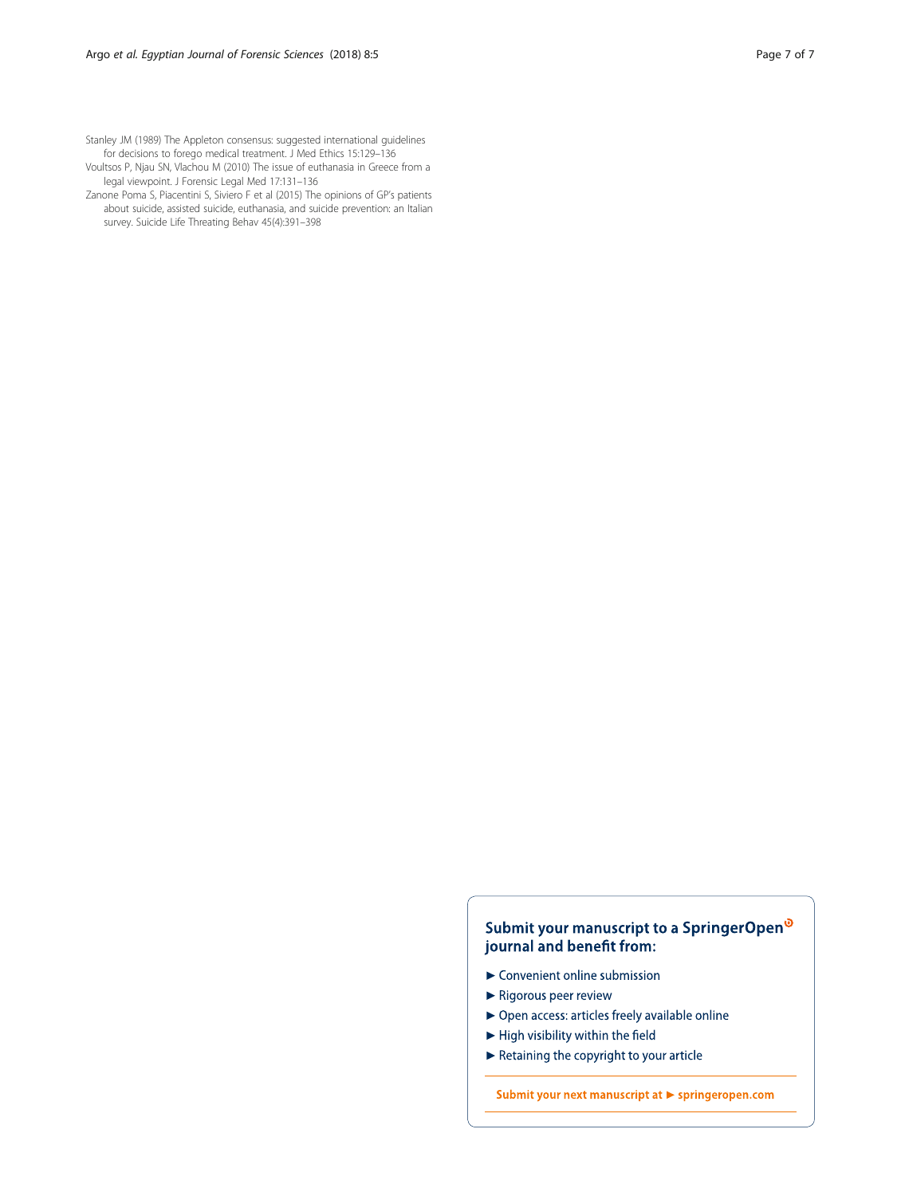Stanley JM (1989) The Appleton consensus: suggested international guidelines for decisions to forego medical treatment. J Med Ethics 15:129–136

Voultsos P, Njau SN, Vlachou M (2010) The issue of euthanasia in Greece from a legal viewpoint. J Forensic Legal Med 17:131–136

Zanone Poma S, Piacentini S, Siviero F et al (2015) The opinions of GP's patients about suicide, assisted suicide, euthanasia, and suicide prevention: an Italian survey. Suicide Life Threating Behav 45(4):391–398

**Submit your manuscript to a SpringerOpen journal and benefit from:**

- ► Convenient online submission
- ► Rigorous peer review
- ► Open access: articles freely available online
- ► High visibility within the field
- ► Retaining the copyright to your article

**Submit your next manuscript at ► springeropen.com**